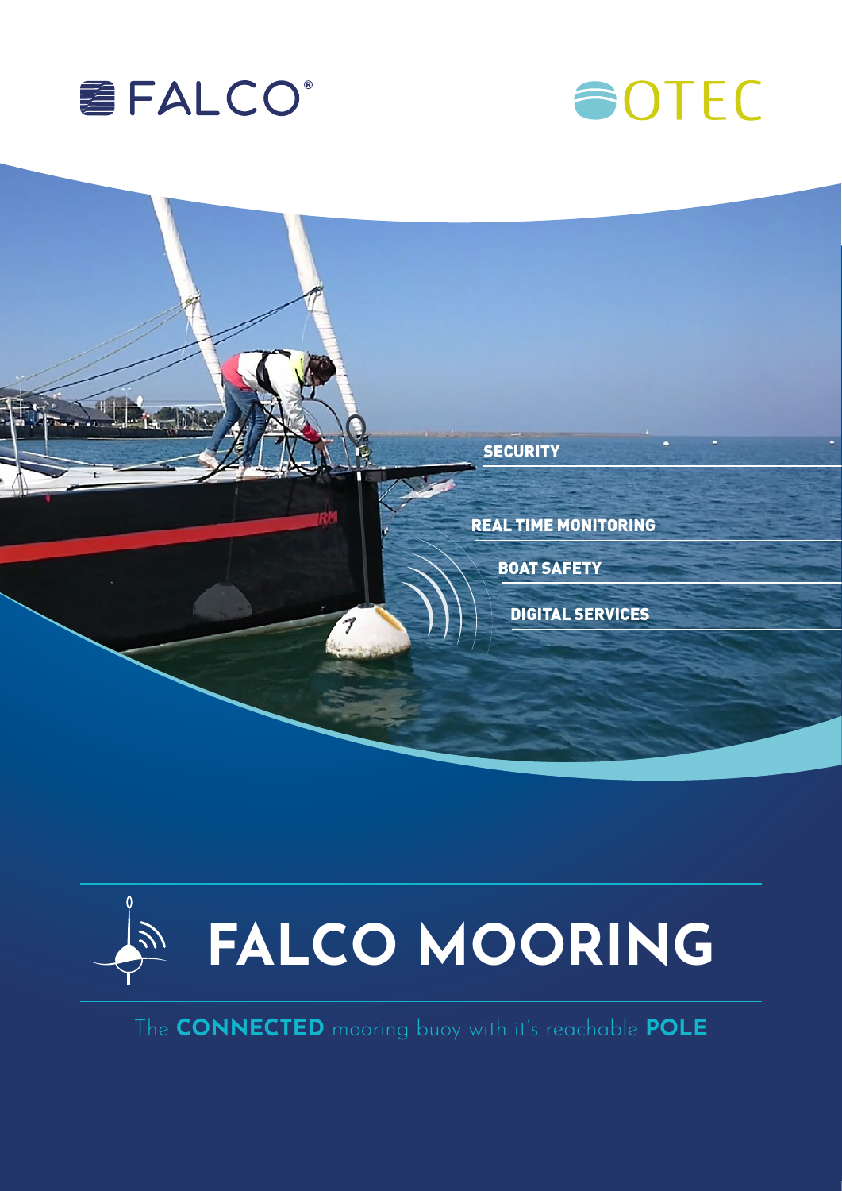FALCO®

OTEC

SECURITY

REAL TIME MONITORING

BOAT SAFETY

DIGITAL SERVICES

# FALCO MOORING

The **CONNECTED** mooring buoy with it's reachable **POLE**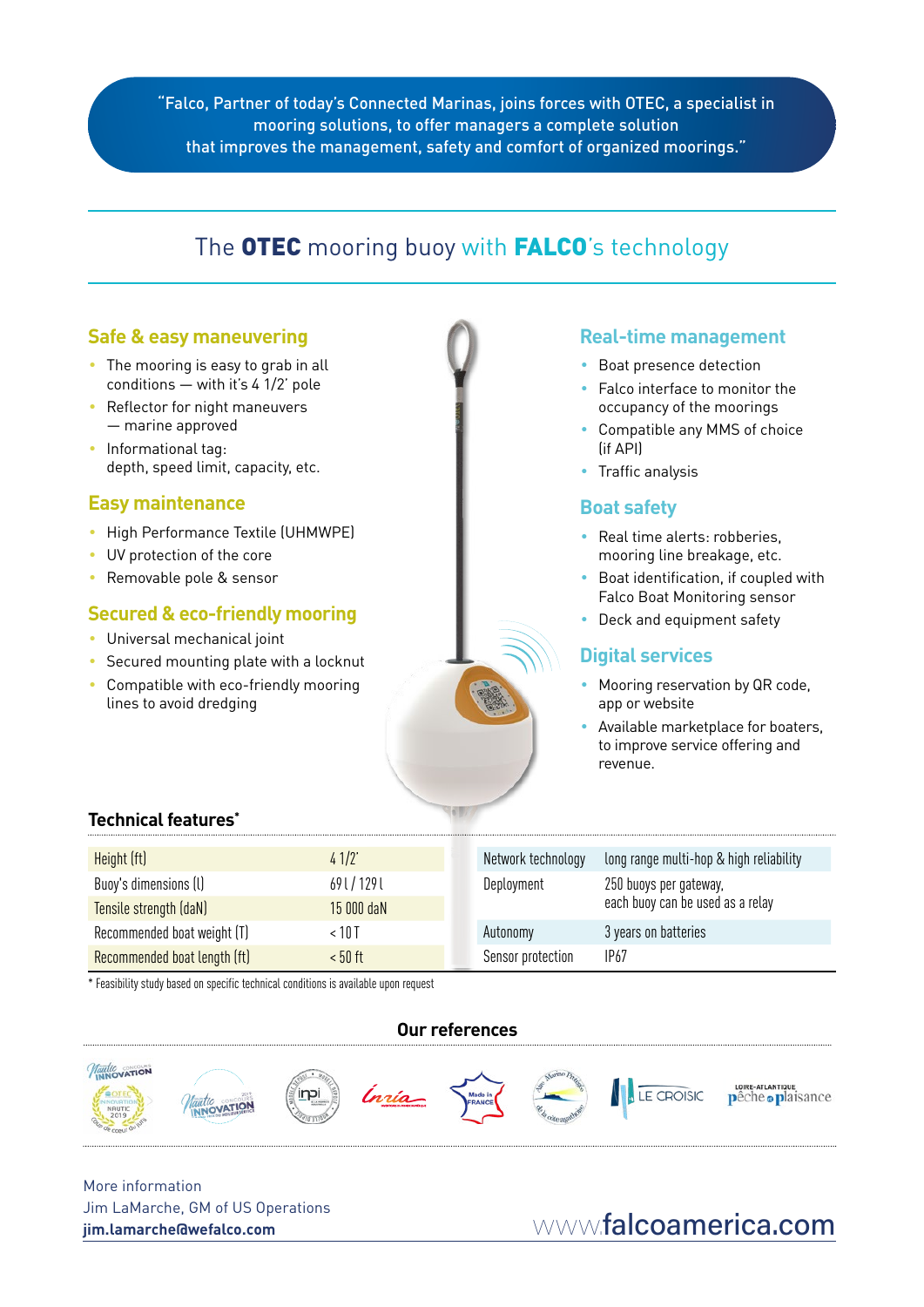"Falco, Partner of today's Connected Marinas, joins forces with OTEC, a specialist in mooring solutions, to offer managers a complete solution that improves the management, safety and comfort of organized moorings."

# The **OTEC** mooring buoy with **FALCO**'s technology

## Safe & easy maneuvering

- The mooring is easy to grab in all conditions — with it's 4 1/2' pole
- Reflector for night maneuvers — marine approved
- Informational tag: depth, speed limit, capacity, etc.

## Easy maintenance

- High Performance Textile (UHMWPE)
- UV protection of the core
- Removable pole & sensor

## Secured & eco-friendly mooring

- Universal mechanical joint
- Secured mounting plate with a locknut
- Compatible with eco-friendly mooring lines to avoid dredging

## Real-time management

- Boat presence detection
- Falco interface to monitor the occupancy of the moorings
- Compatible any MMS of choice (if API)
- Traffic analysis

## Boat safety

- Real time alerts: robberies, mooring line breakage, etc.
- Boat identification, if coupled with Falco Boat Monitoring sensor
- Deck and equipment safety

## Digital services

- Mooring reservation by QR code, app or website
- Available marketplace for boaters, to improve service offering and revenue.

## Technical features*

| | | | |
|---|---|---|---|
| Height (ft) | 4 1/2' | Network technology | long range multi-hop & high reliability |
| Buoy's dimensions (l) | 69 l / 129 l | Deployment | 250 buoys per gateway, each buoy can be used as a relay |
| Tensile strength (daN) | 15 000 daN | | |
| Recommended boat weight (T) | < 10 T | Autonomy | 3 years on batteries |
| Recommended boat length (ft) | < 50 ft | Sensor protection | IP67 |

* Feasibility study based on specific technical conditions is available upon request

## Our references

More information
Jim LaMarche, GM of US Operations
**jim.lamarche@wefalco.com**

www.falcoamerica.com